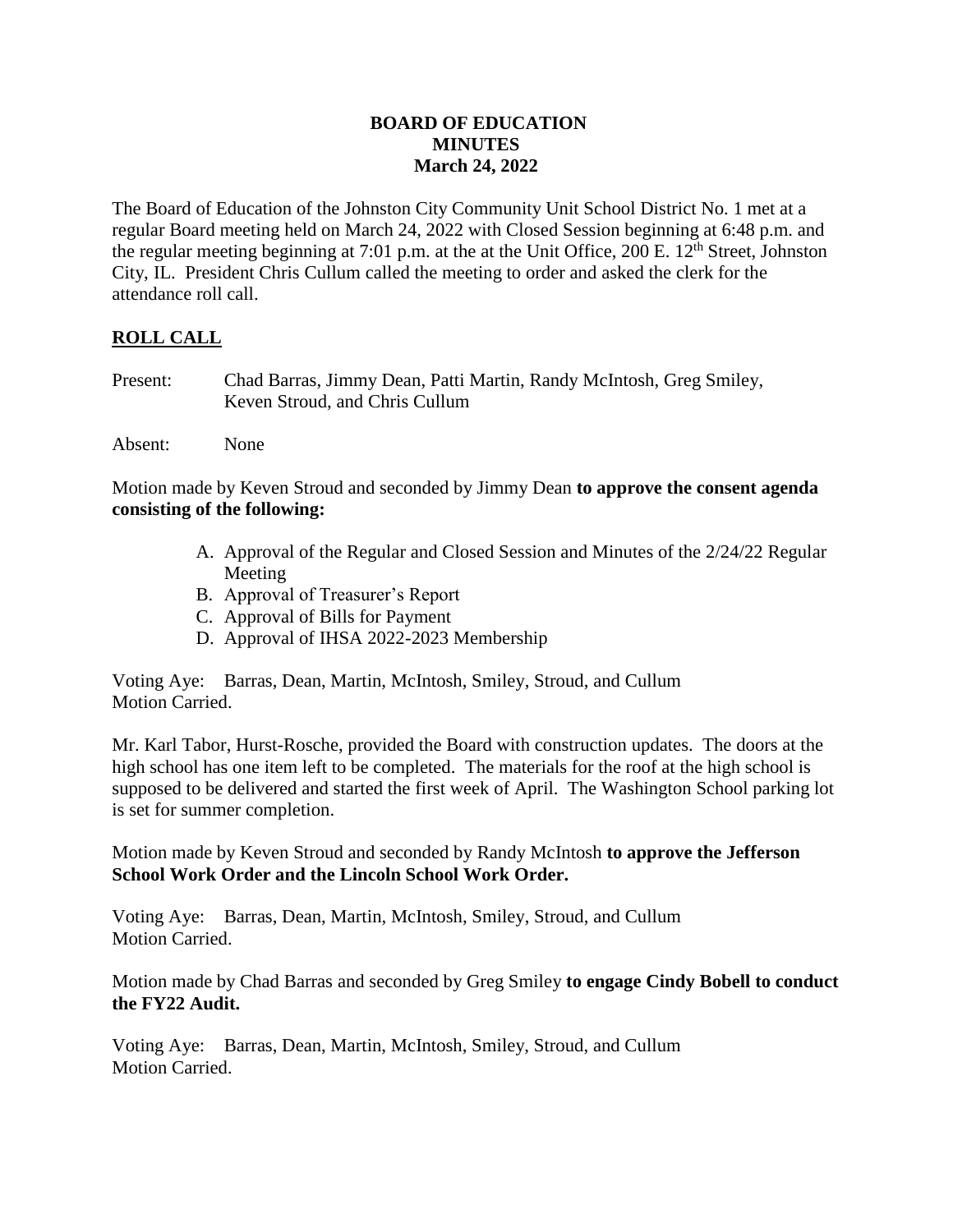**BOARD OF EDUCATION**
**MINUTES**
**March 24, 2022**

The Board of Education of the Johnston City Community Unit School District No. 1 met at a regular Board meeting held on March 24, 2022 with Closed Session beginning at 6:48 p.m. and the regular meeting beginning at 7:01 p.m. at the at the Unit Office, 200 E. 12th Street, Johnston City, IL. President Chris Cullum called the meeting to order and asked the clerk for the attendance roll call.

## ROLL CALL

Present: Chad Barras, Jimmy Dean, Patti Martin, Randy McIntosh, Greg Smiley, Keven Stroud, and Chris Cullum

Absent: None

Motion made by Keven Stroud and seconded by Jimmy Dean **to approve the consent agenda consisting of the following:**

A. Approval of the Regular and Closed Session and Minutes of the 2/24/22 Regular Meeting
B. Approval of Treasurer's Report
C. Approval of Bills for Payment
D. Approval of IHSA 2022-2023 Membership

Voting Aye: Barras, Dean, Martin, McIntosh, Smiley, Stroud, and Cullum
Motion Carried.

Mr. Karl Tabor, Hurst-Rosche, provided the Board with construction updates. The doors at the high school has one item left to be completed. The materials for the roof at the high school is supposed to be delivered and started the first week of April. The Washington School parking lot is set for summer completion.

Motion made by Keven Stroud and seconded by Randy McIntosh **to approve the Jefferson School Work Order and the Lincoln School Work Order.**

Voting Aye: Barras, Dean, Martin, McIntosh, Smiley, Stroud, and Cullum
Motion Carried.

Motion made by Chad Barras and seconded by Greg Smiley **to engage Cindy Bobell to conduct the FY22 Audit.**

Voting Aye: Barras, Dean, Martin, McIntosh, Smiley, Stroud, and Cullum
Motion Carried.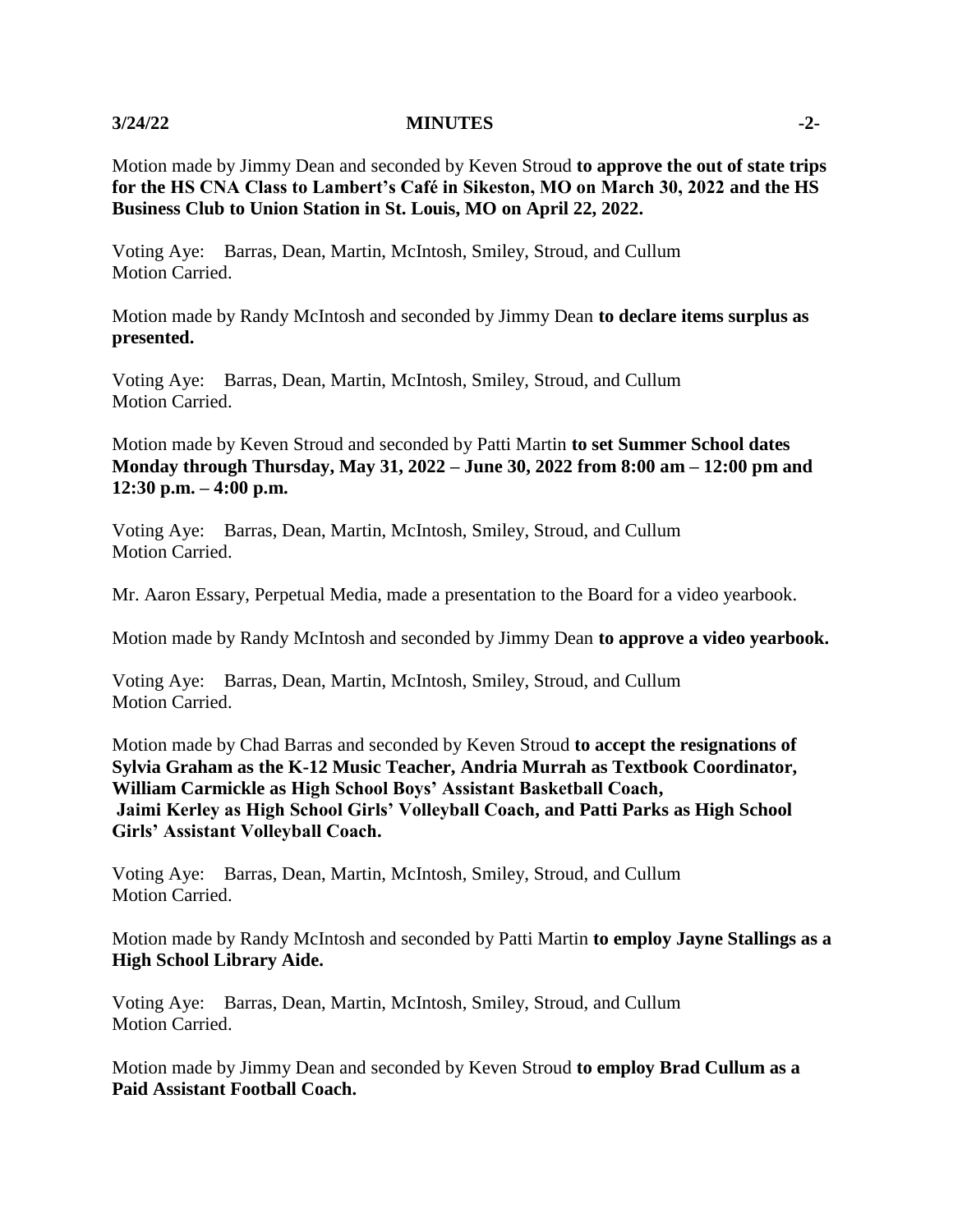Motion made by Jimmy Dean and seconded by Keven Stroud **to approve the out of state trips for the HS CNA Class to Lambert's Café in Sikeston, MO on March 30, 2022 and the HS Business Club to Union Station in St. Louis, MO on April 22, 2022.**

Voting Aye: Barras, Dean, Martin, McIntosh, Smiley, Stroud, and Cullum
Motion Carried.

Motion made by Randy McIntosh and seconded by Jimmy Dean **to declare items surplus as presented.**

Voting Aye: Barras, Dean, Martin, McIntosh, Smiley, Stroud, and Cullum
Motion Carried.

Motion made by Keven Stroud and seconded by Patti Martin **to set Summer School dates Monday through Thursday, May 31, 2022 – June 30, 2022 from 8:00 am – 12:00 pm and 12:30 p.m. – 4:00 p.m.**

Voting Aye: Barras, Dean, Martin, McIntosh, Smiley, Stroud, and Cullum
Motion Carried.

Mr. Aaron Essary, Perpetual Media, made a presentation to the Board for a video yearbook.

Motion made by Randy McIntosh and seconded by Jimmy Dean **to approve a video yearbook.**

Voting Aye: Barras, Dean, Martin, McIntosh, Smiley, Stroud, and Cullum
Motion Carried.

Motion made by Chad Barras and seconded by Keven Stroud **to accept the resignations of Sylvia Graham as the K-12 Music Teacher, Andria Murrah as Textbook Coordinator, William Carmickle as High School Boys' Assistant Basketball Coach, Jaimi Kerley as High School Girls' Volleyball Coach, and Patti Parks as High School Girls' Assistant Volleyball Coach.**

Voting Aye: Barras, Dean, Martin, McIntosh, Smiley, Stroud, and Cullum
Motion Carried.

Motion made by Randy McIntosh and seconded by Patti Martin **to employ Jayne Stallings as a High School Library Aide.**

Voting Aye: Barras, Dean, Martin, McIntosh, Smiley, Stroud, and Cullum
Motion Carried.

Motion made by Jimmy Dean and seconded by Keven Stroud **to employ Brad Cullum as a Paid Assistant Football Coach.**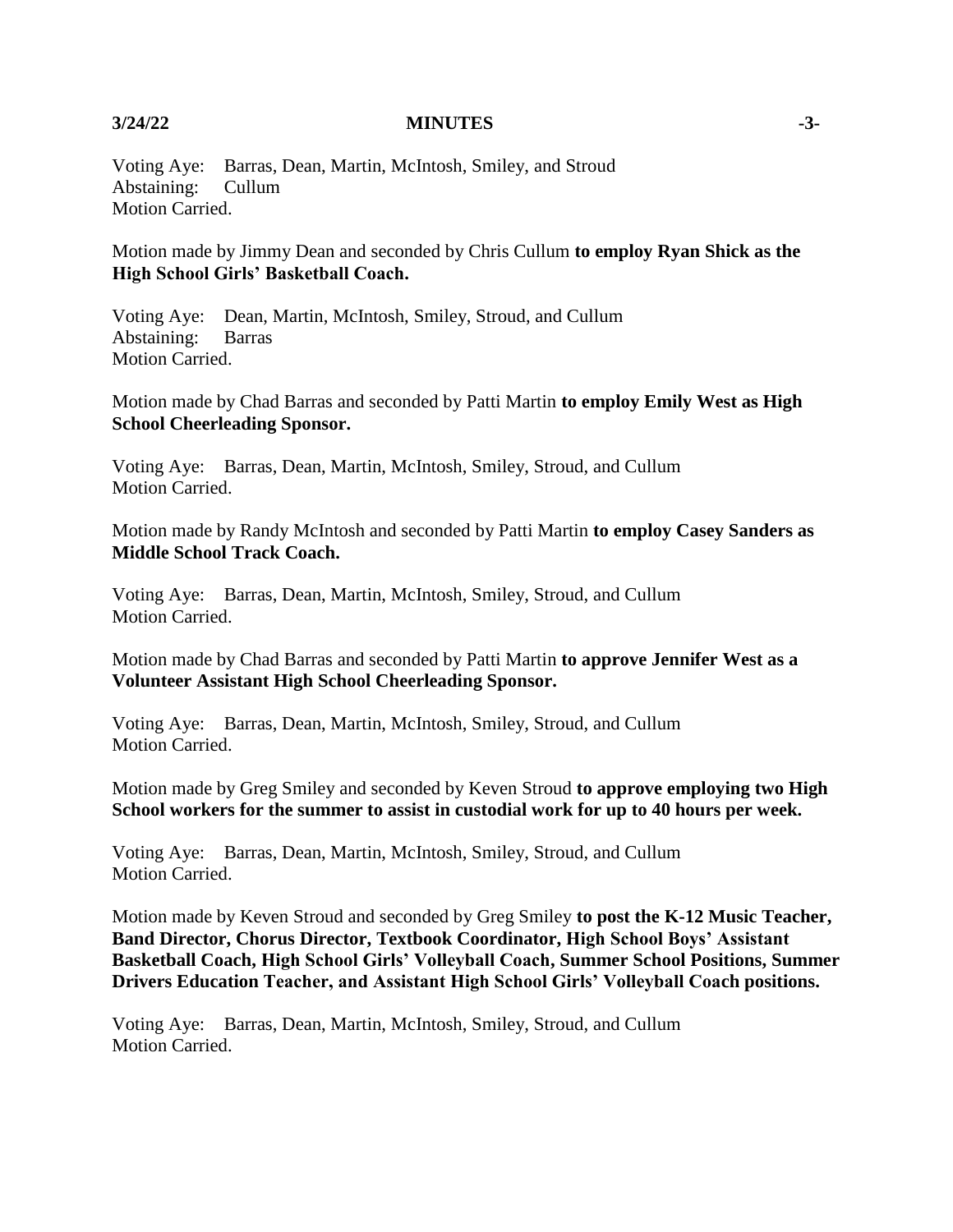Voting Aye: Barras, Dean, Martin, McIntosh, Smiley, and Stroud
Abstaining: Cullum
Motion Carried.

Motion made by Jimmy Dean and seconded by Chris Cullum **to employ Ryan Shick as the High School Girls' Basketball Coach.**

Voting Aye: Dean, Martin, McIntosh, Smiley, Stroud, and Cullum
Abstaining: Barras
Motion Carried.

Motion made by Chad Barras and seconded by Patti Martin **to employ Emily West as High School Cheerleading Sponsor.**

Voting Aye: Barras, Dean, Martin, McIntosh, Smiley, Stroud, and Cullum
Motion Carried.

Motion made by Randy McIntosh and seconded by Patti Martin **to employ Casey Sanders as Middle School Track Coach.**

Voting Aye: Barras, Dean, Martin, McIntosh, Smiley, Stroud, and Cullum
Motion Carried.

Motion made by Chad Barras and seconded by Patti Martin **to approve Jennifer West as a Volunteer Assistant High School Cheerleading Sponsor.**

Voting Aye: Barras, Dean, Martin, McIntosh, Smiley, Stroud, and Cullum
Motion Carried.

Motion made by Greg Smiley and seconded by Keven Stroud **to approve employing two High School workers for the summer to assist in custodial work for up to 40 hours per week.**

Voting Aye: Barras, Dean, Martin, McIntosh, Smiley, Stroud, and Cullum
Motion Carried.

Motion made by Keven Stroud and seconded by Greg Smiley **to post the K-12 Music Teacher, Band Director, Chorus Director, Textbook Coordinator, High School Boys' Assistant Basketball Coach, High School Girls' Volleyball Coach, Summer School Positions, Summer Drivers Education Teacher, and Assistant High School Girls' Volleyball Coach positions.**

Voting Aye: Barras, Dean, Martin, McIntosh, Smiley, Stroud, and Cullum
Motion Carried.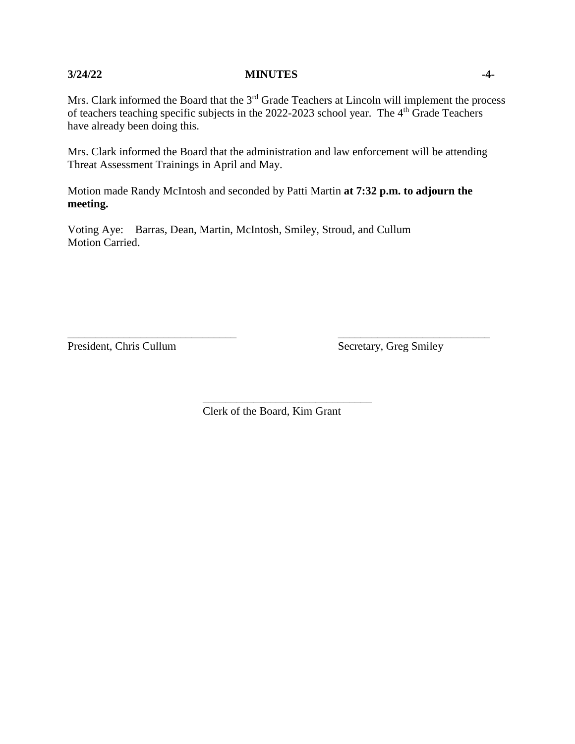Mrs. Clark informed the Board that the 3rd Grade Teachers at Lincoln will implement the process of teachers teaching specific subjects in the 2022-2023 school year. The 4th Grade Teachers have already been doing this.

Mrs. Clark informed the Board that the administration and law enforcement will be attending Threat Assessment Trainings in April and May.

Motion made Randy McIntosh and seconded by Patti Martin **at 7:32 p.m. to adjourn the meeting.**

Voting Aye: Barras, Dean, Martin, McIntosh, Smiley, Stroud, and Cullum
Motion Carried.

\_\_\_\_\_\_\_\_\_\_\_\_\_\_\_\_\_\_\_\_\_\_\_\_\_\_\_\_\_\_
President, Chris Cullum

\_\_\_\_\_\_\_\_\_\_\_\_\_\_\_\_\_\_\_\_\_\_\_\_\_\_\_\_\_\_
Secretary, Greg Smiley

\_\_\_\_\_\_\_\_\_\_\_\_\_\_\_\_\_\_\_\_\_\_\_\_\_\_\_\_\_\_
Clerk of the Board, Kim Grant